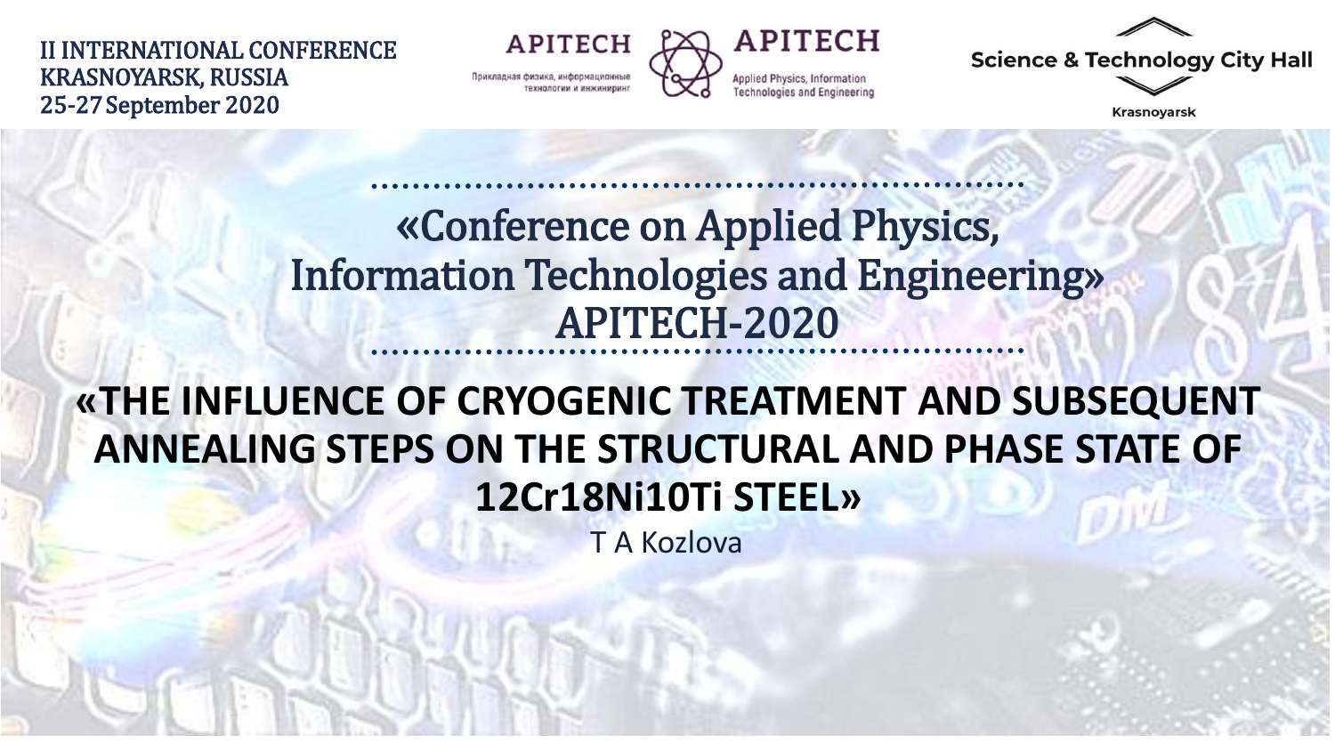II INTERNATIONAL CONFERENCE
KRASNOYARSK, RUSSIA
25-27 September 2020

APITECH
Прикладная физика, информационные технологии и инжиниринг

APITECH
Applied Physics, Information Technologies and Engineering

Science & Technology City Hall
Krasnoyarsk

## «Conference on Applied Physics, Information Technologies and Engineering» APITECH-2020

# «THE INFLUENCE OF CRYOGENIC TREATMENT AND SUBSEQUENT ANNEALING STEPS ON THE STRUCTURAL AND PHASE STATE OF 12Cr18Ni10Ti STEEL»

T A Kozlova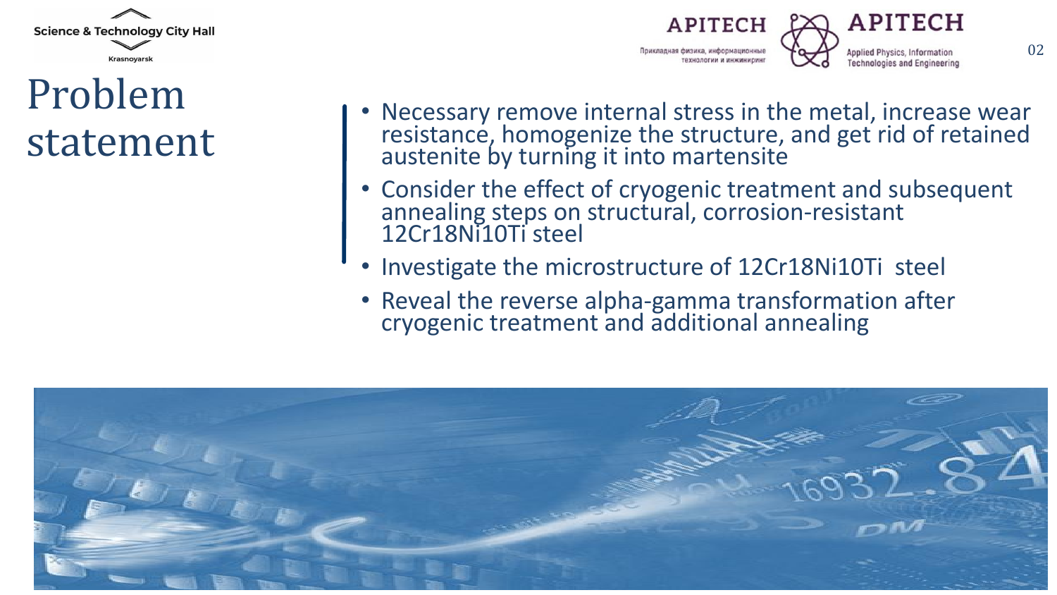# Problem statement

- Necessary remove internal stress in the metal, increase wear resistance, homogenize the structure, and get rid of retained austenite by turning it into martensite
- Consider the effect of cryogenic treatment and subsequent annealing steps on structural, corrosion-resistant 12Cr18Ni10Ti steel
- Investigate the microstructure of 12Cr18Ni10Ti steel
- Reveal the reverse alpha-gamma transformation after cryogenic treatment and additional annealing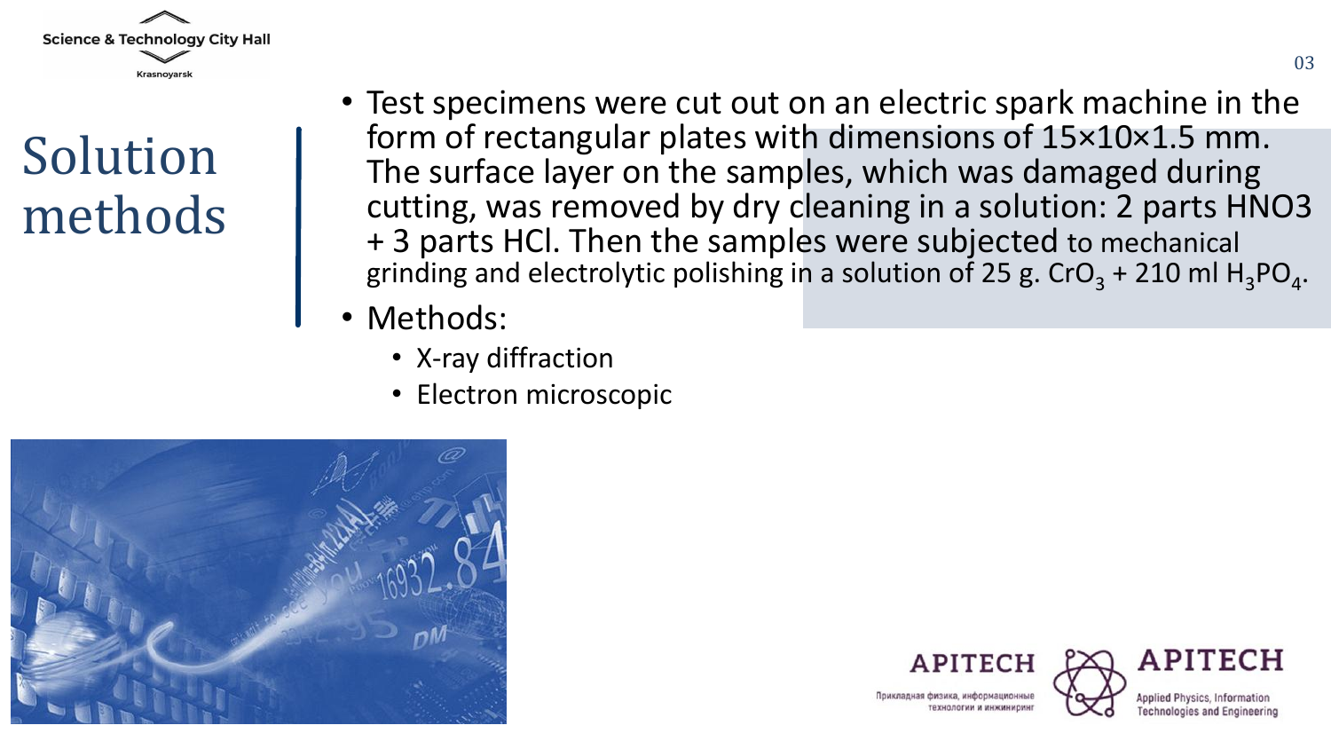# Solution methods

- Test specimens were cut out on an electric spark machine in the form of rectangular plates with dimensions of 15×10×1.5 mm. The surface layer on the samples, which was damaged during cutting, was removed by dry cleaning in a solution: 2 parts HNO3 + 3 parts HCl. Then the samples were subjected to mechanical grinding and electrolytic polishing in a solution of 25 g. $CrO_3$ + 210 ml $H_3PO_4$.
- Methods:
  - X-ray diffraction
  - Electron microscopic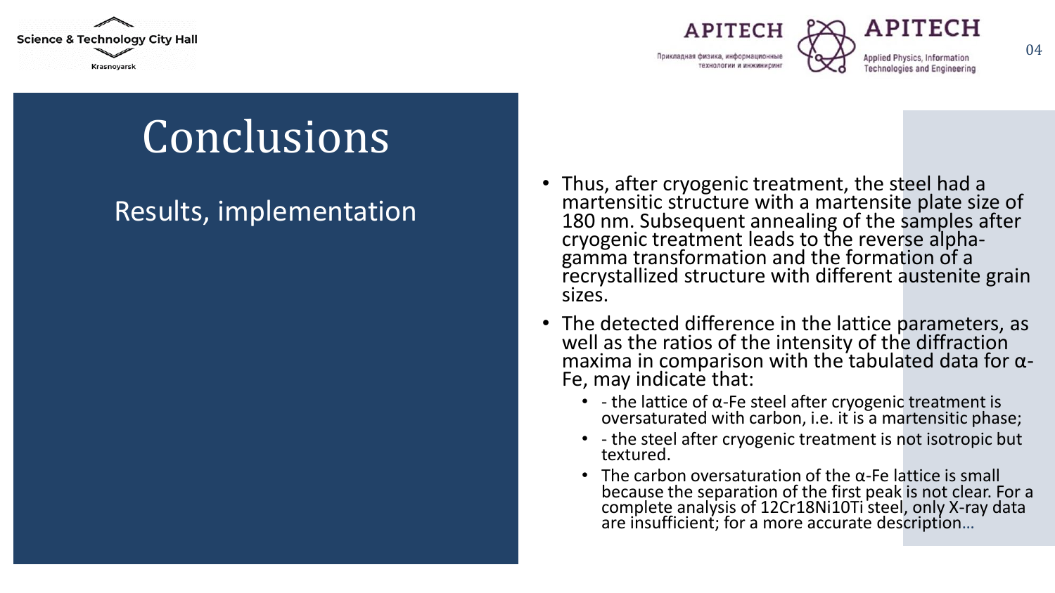# Conclusions

## Results, implementation

- Thus, after cryogenic treatment, the steel had a martensitic structure with a martensite plate size of 180 nm. Subsequent annealing of the samples after cryogenic treatment leads to the reverse alpha-gamma transformation and the formation of a recrystallized structure with different austenite grain sizes.
- The detected difference in the lattice parameters, as well as the ratios of the intensity of the diffraction maxima in comparison with the tabulated data for α-Fe, may indicate that:
  - - the lattice of α-Fe steel after cryogenic treatment is oversaturated with carbon, i.e. it is a martensitic phase;
  - - the steel after cryogenic treatment is not isotropic but textured.
  - The carbon oversaturation of the α-Fe lattice is small because the separation of the first peak is not clear. For a complete analysis of 12Cr18Ni10Ti steel, only X-ray data are insufficient; for a more accurate description…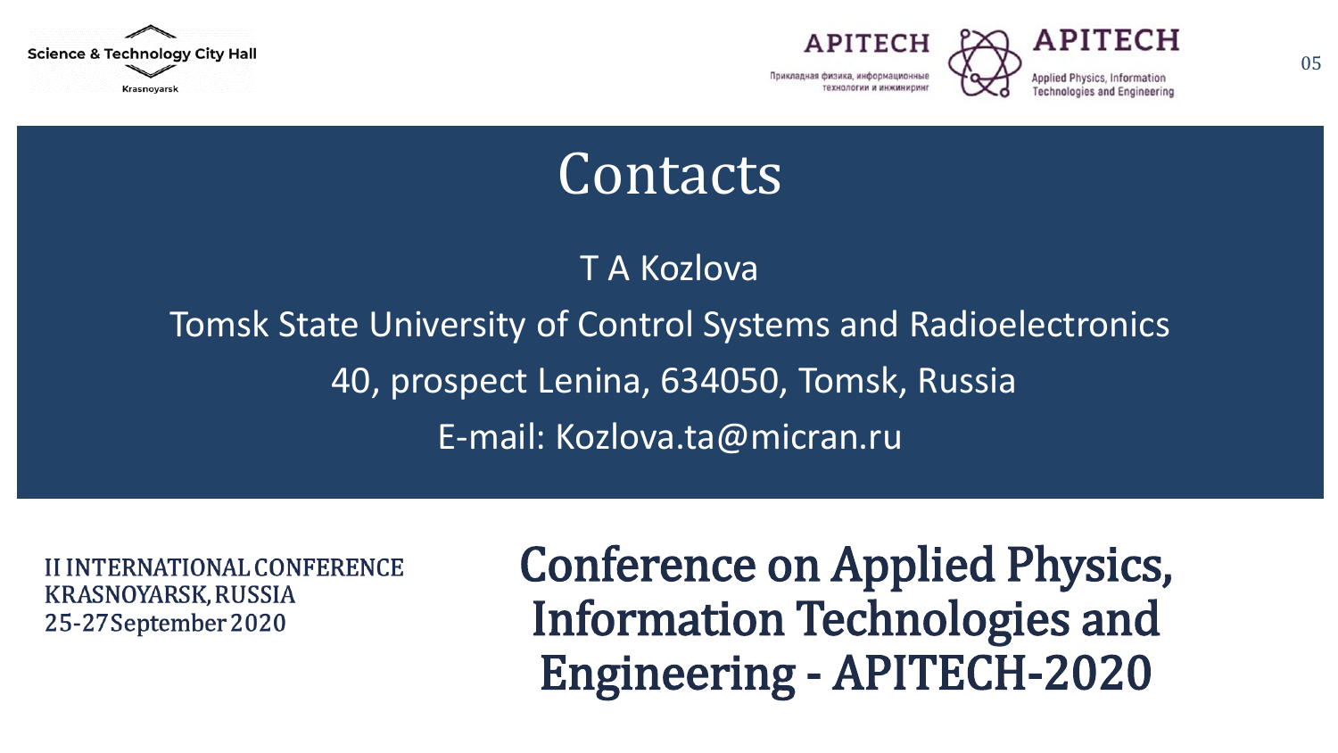# Contacts

T A Kozlova

Tomsk State University of Control Systems and Radioelectronics

40, prospect Lenina, 634050, Tomsk, Russia

E-mail: Kozlova.ta@micran.ru

II INTERNATIONAL CONFERENCE
KRASNOYARSK, RUSSIA
25-27 September 2020

## Conference on Applied Physics, Information Technologies and Engineering - APITECH-2020